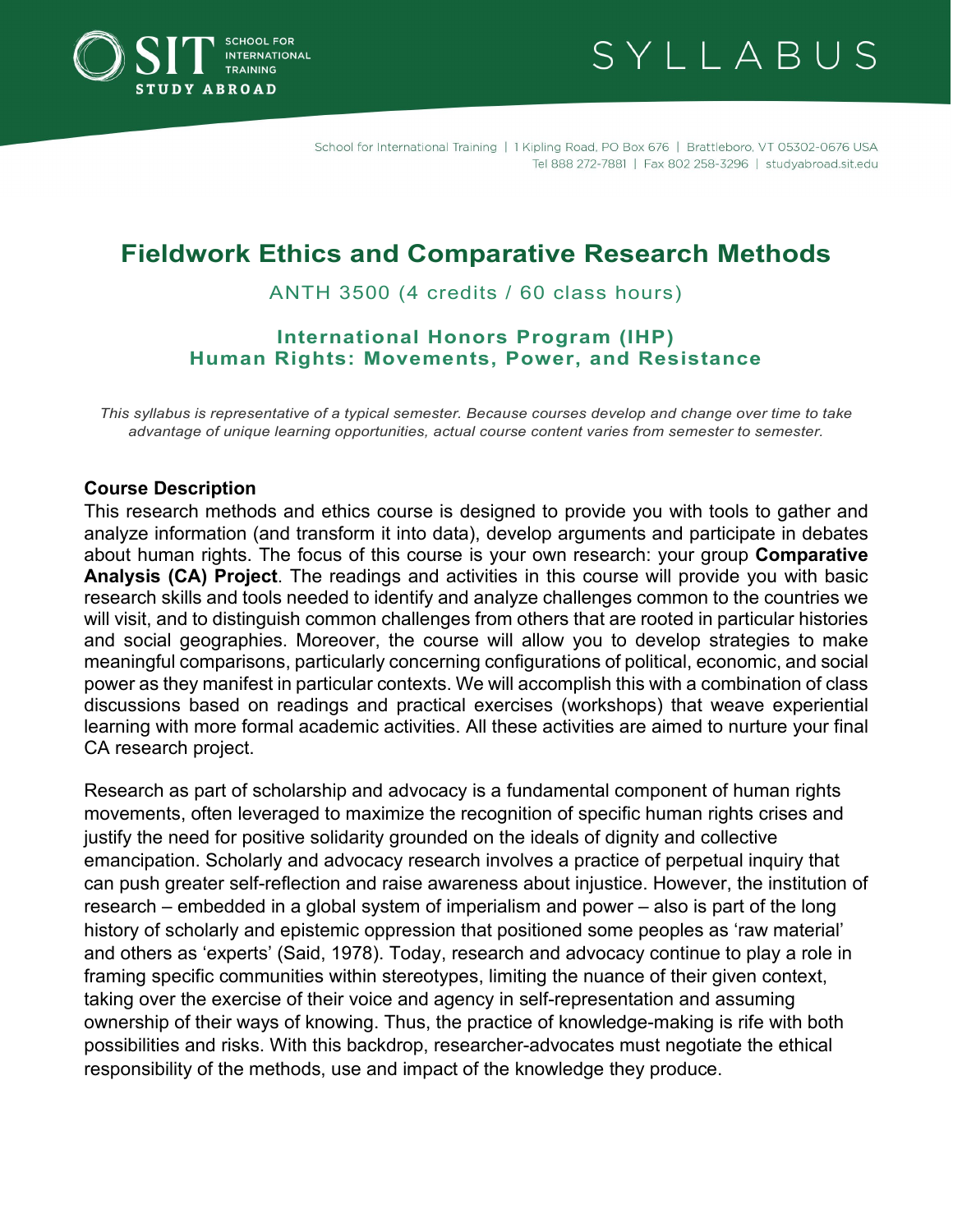SIT SCHOOL FOR INTERNATIONAL TRAINING
STUDY ABROAD

SYLLABUS

School for International Training | 1 Kipling Road, PO Box 676 | Brattleboro, VT 05302-0676 USA
Tel 888 272-7881 | Fax 802 258-3296 | studyabroad.sit.edu

# Fieldwork Ethics and Comparative Research Methods

ANTH 3500 (4 credits / 60 class hours)

### International Honors Program (IHP)
### Human Rights: Movements, Power, and Resistance

*This syllabus is representative of a typical semester. Because courses develop and change over time to take advantage of unique learning opportunities, actual course content varies from semester to semester.*

## Course Description

This research methods and ethics course is designed to provide you with tools to gather and analyze information (and transform it into data), develop arguments and participate in debates about human rights. The focus of this course is your own research: your group **Comparative Analysis (CA) Project**. The readings and activities in this course will provide you with basic research skills and tools needed to identify and analyze challenges common to the countries we will visit, and to distinguish common challenges from others that are rooted in particular histories and social geographies. Moreover, the course will allow you to develop strategies to make meaningful comparisons, particularly concerning configurations of political, economic, and social power as they manifest in particular contexts. We will accomplish this with a combination of class discussions based on readings and practical exercises (workshops) that weave experiential learning with more formal academic activities. All these activities are aimed to nurture your final CA research project.

Research as part of scholarship and advocacy is a fundamental component of human rights movements, often leveraged to maximize the recognition of specific human rights crises and justify the need for positive solidarity grounded on the ideals of dignity and collective emancipation. Scholarly and advocacy research involves a practice of perpetual inquiry that can push greater self-reflection and raise awareness about injustice. However, the institution of research – embedded in a global system of imperialism and power – also is part of the long history of scholarly and epistemic oppression that positioned some peoples as 'raw material' and others as 'experts' (Said, 1978). Today, research and advocacy continue to play a role in framing specific communities within stereotypes, limiting the nuance of their given context, taking over the exercise of their voice and agency in self-representation and assuming ownership of their ways of knowing. Thus, the practice of knowledge-making is rife with both possibilities and risks. With this backdrop, researcher-advocates must negotiate the ethical responsibility of the methods, use and impact of the knowledge they produce.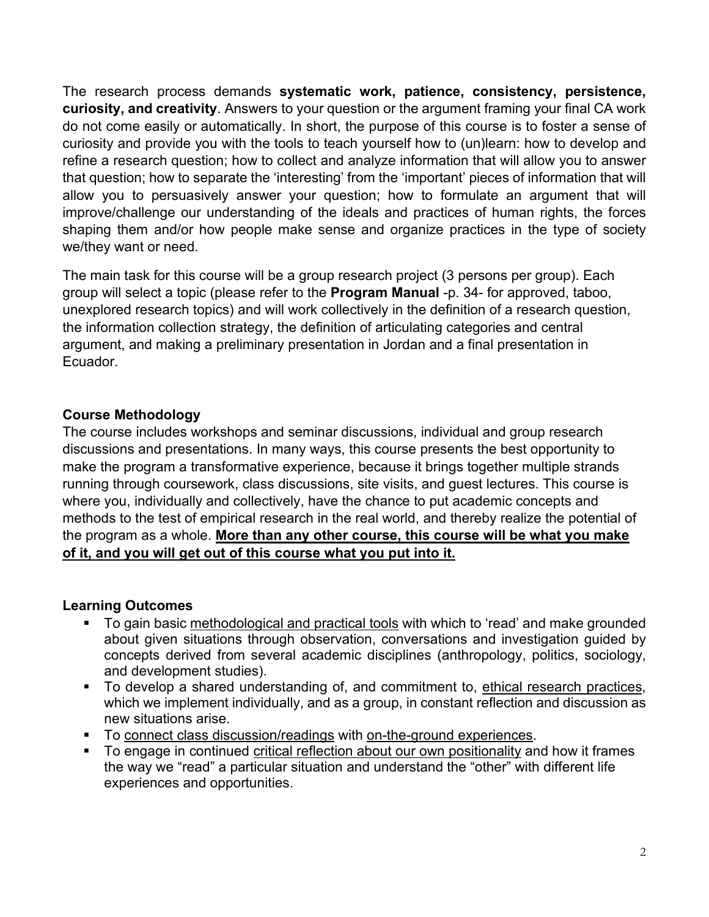The research process demands **systematic work, patience, consistency, persistence, curiosity, and creativity**. Answers to your question or the argument framing your final CA work do not come easily or automatically. In short, the purpose of this course is to foster a sense of curiosity and provide you with the tools to teach yourself how to (un)learn: how to develop and refine a research question; how to collect and analyze information that will allow you to answer that question; how to separate the 'interesting' from the 'important' pieces of information that will allow you to persuasively answer your question; how to formulate an argument that will improve/challenge our understanding of the ideals and practices of human rights, the forces shaping them and/or how people make sense and organize practices in the type of society we/they want or need.

The main task for this course will be a group research project (3 persons per group). Each group will select a topic (please refer to the **Program Manual** -p. 34- for approved, taboo, unexplored research topics) and will work collectively in the definition of a research question, the information collection strategy, the definition of articulating categories and central argument, and making a preliminary presentation in Jordan and a final presentation in Ecuador.

### Course Methodology

The course includes workshops and seminar discussions, individual and group research discussions and presentations. In many ways, this course presents the best opportunity to make the program a transformative experience, because it brings together multiple strands running through coursework, class discussions, site visits, and guest lectures. This course is where you, individually and collectively, have the chance to put academic concepts and methods to the test of empirical research in the real world, and thereby realize the potential of the program as a whole. **More than any other course, this course will be what you make of it, and you will get out of this course what you put into it.**

### Learning Outcomes

- To gain basic methodological and practical tools with which to 'read' and make grounded about given situations through observation, conversations and investigation guided by concepts derived from several academic disciplines (anthropology, politics, sociology, and development studies).
- To develop a shared understanding of, and commitment to, ethical research practices, which we implement individually, and as a group, in constant reflection and discussion as new situations arise.
- To connect class discussion/readings with on-the-ground experiences.
- To engage in continued critical reflection about our own positionality and how it frames the way we "read" a particular situation and understand the "other" with different life experiences and opportunities.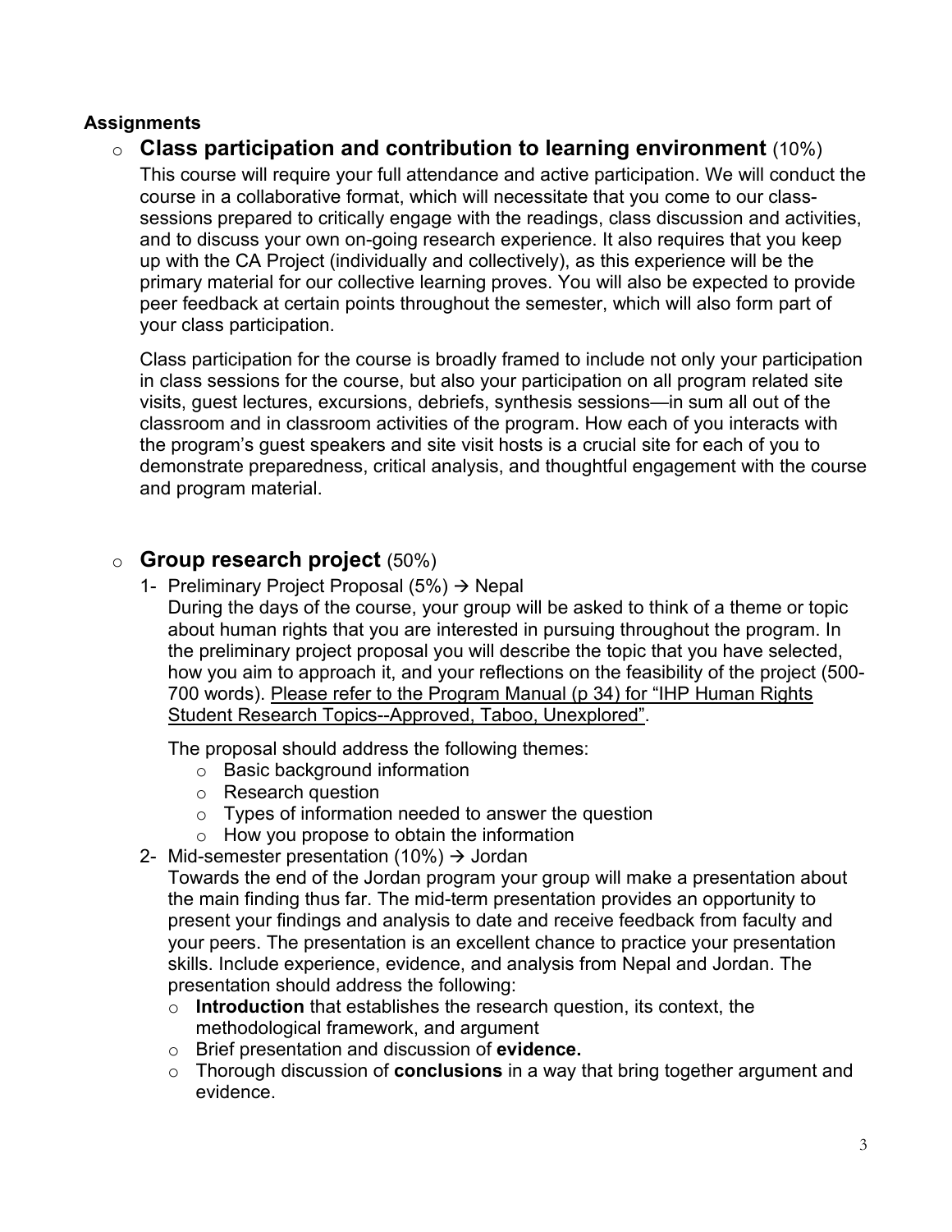**Assignments**

- **Class participation and contribution to learning environment** (10%)

  This course will require your full attendance and active participation. We will conduct the course in a collaborative format, which will necessitate that you come to our class-sessions prepared to critically engage with the readings, class discussion and activities, and to discuss your own on-going research experience. It also requires that you keep up with the CA Project (individually and collectively), as this experience will be the primary material for our collective learning proves. You will also be expected to provide peer feedback at certain points throughout the semester, which will also form part of your class participation.

  Class participation for the course is broadly framed to include not only your participation in class sessions for the course, but also your participation on all program related site visits, guest lectures, excursions, debriefs, synthesis sessions—in sum all out of the classroom and in classroom activities of the program. How each of you interacts with the program's guest speakers and site visit hosts is a crucial site for each of you to demonstrate preparedness, critical analysis, and thoughtful engagement with the course and program material.

- **Group research project** (50%)

  1- Preliminary Project Proposal (5%) → Nepal

  During the days of the course, your group will be asked to think of a theme or topic about human rights that you are interested in pursuing throughout the program. In the preliminary project proposal you will describe the topic that you have selected, how you aim to approach it, and your reflections on the feasibility of the project (500-700 words). <u>Please refer to the Program Manual (p 34) for "IHP Human Rights Student Research Topics--Approved, Taboo, Unexplored"</u>.

  The proposal should address the following themes:
    - Basic background information
    - Research question
    - Types of information needed to answer the question
    - How you propose to obtain the information

  2- Mid-semester presentation (10%) → Jordan

  Towards the end of the Jordan program your group will make a presentation about the main finding thus far. The mid-term presentation provides an opportunity to present your findings and analysis to date and receive feedback from faculty and your peers. The presentation is an excellent chance to practice your presentation skills. Include experience, evidence, and analysis from Nepal and Jordan. The presentation should address the following:
    - **Introduction** that establishes the research question, its context, the methodological framework, and argument
    - Brief presentation and discussion of **evidence.**
    - Thorough discussion of **conclusions** in a way that bring together argument and evidence.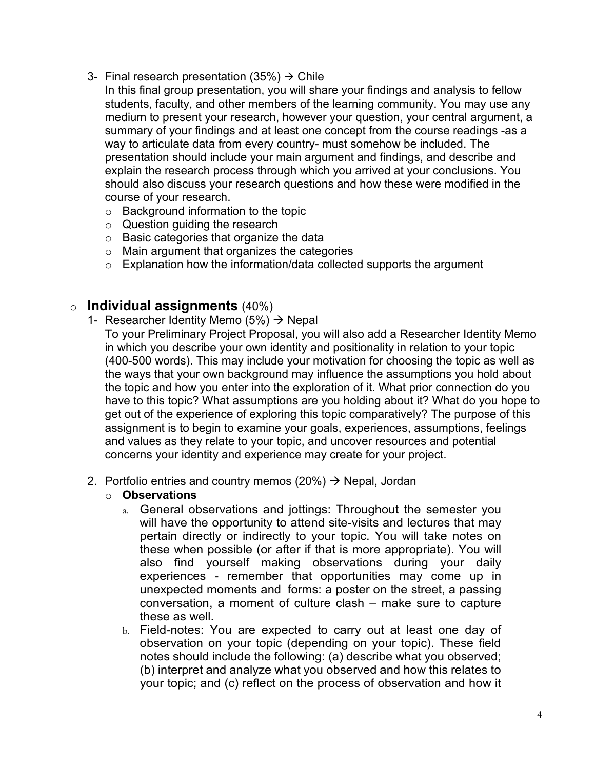3- Final research presentation (35%) → Chile

In this final group presentation, you will share your findings and analysis to fellow students, faculty, and other members of the learning community. You may use any medium to present your research, however your question, your central argument, a summary of your findings and at least one concept from the course readings -as a way to articulate data from every country- must somehow be included. The presentation should include your main argument and findings, and describe and explain the research process through which you arrived at your conclusions. You should also discuss your research questions and how these were modified in the course of your research.

- Background information to the topic
- Question guiding the research
- Basic categories that organize the data
- Main argument that organizes the categories
- Explanation how the information/data collected supports the argument

## Individual assignments (40%)

1- Researcher Identity Memo (5%) → Nepal

To your Preliminary Project Proposal, you will also add a Researcher Identity Memo in which you describe your own identity and positionality in relation to your topic (400-500 words). This may include your motivation for choosing the topic as well as the ways that your own background may influence the assumptions you hold about the topic and how you enter into the exploration of it. What prior connection do you have to this topic? What assumptions are you holding about it? What do you hope to get out of the experience of exploring this topic comparatively? The purpose of this assignment is to begin to examine your goals, experiences, assumptions, feelings and values as they relate to your topic, and uncover resources and potential concerns your identity and experience may create for your project.

2. Portfolio entries and country memos (20%) → Nepal, Jordan

- **Observations**
  a. General observations and jottings: Throughout the semester you will have the opportunity to attend site-visits and lectures that may pertain directly or indirectly to your topic. You will take notes on these when possible (or after if that is more appropriate). You will also find yourself making observations during your daily experiences - remember that opportunities may come up in unexpected moments and forms: a poster on the street, a passing conversation, a moment of culture clash – make sure to capture these as well.
  b. Field-notes: You are expected to carry out at least one day of observation on your topic (depending on your topic). These field notes should include the following: (a) describe what you observed; (b) interpret and analyze what you observed and how this relates to your topic; and (c) reflect on the process of observation and how it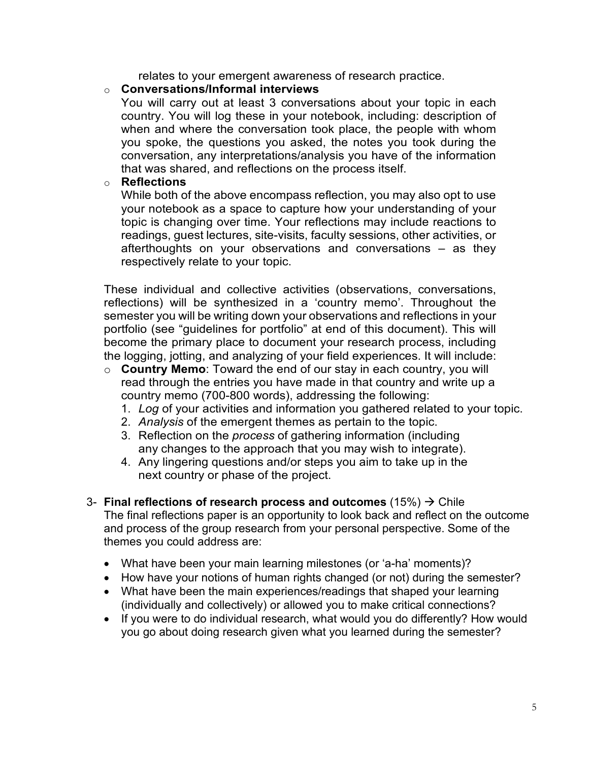relates to your emergent awareness of research practice.

- **Conversations/Informal interviews**
  You will carry out at least 3 conversations about your topic in each country. You will log these in your notebook, including: description of when and where the conversation took place, the people with whom you spoke, the questions you asked, the notes you took during the conversation, any interpretations/analysis you have of the information that was shared, and reflections on the process itself.
- **Reflections**
  While both of the above encompass reflection, you may also opt to use your notebook as a space to capture how your understanding of your topic is changing over time. Your reflections may include reactions to readings, guest lectures, site-visits, faculty sessions, other activities, or afterthoughts on your observations and conversations – as they respectively relate to your topic.

These individual and collective activities (observations, conversations, reflections) will be synthesized in a 'country memo'. Throughout the semester you will be writing down your observations and reflections in your portfolio (see "guidelines for portfolio" at end of this document). This will become the primary place to document your research process, including the logging, jotting, and analyzing of your field experiences. It will include:

- **Country Memo**: Toward the end of our stay in each country, you will read through the entries you have made in that country and write up a country memo (700-800 words), addressing the following:
  1. *Log* of your activities and information you gathered related to your topic.
  2. *Analysis* of the emergent themes as pertain to the topic.
  3. Reflection on the *process* of gathering information (including any changes to the approach that you may wish to integrate).
  4. Any lingering questions and/or steps you aim to take up in the next country or phase of the project.

3- **Final reflections of research process and outcomes** (15%) → Chile
The final reflections paper is an opportunity to look back and reflect on the outcome and process of the group research from your personal perspective. Some of the themes you could address are:

- What have been your main learning milestones (or 'a-ha' moments)?
- How have your notions of human rights changed (or not) during the semester?
- What have been the main experiences/readings that shaped your learning (individually and collectively) or allowed you to make critical connections?
- If you were to do individual research, what would you do differently? How would you go about doing research given what you learned during the semester?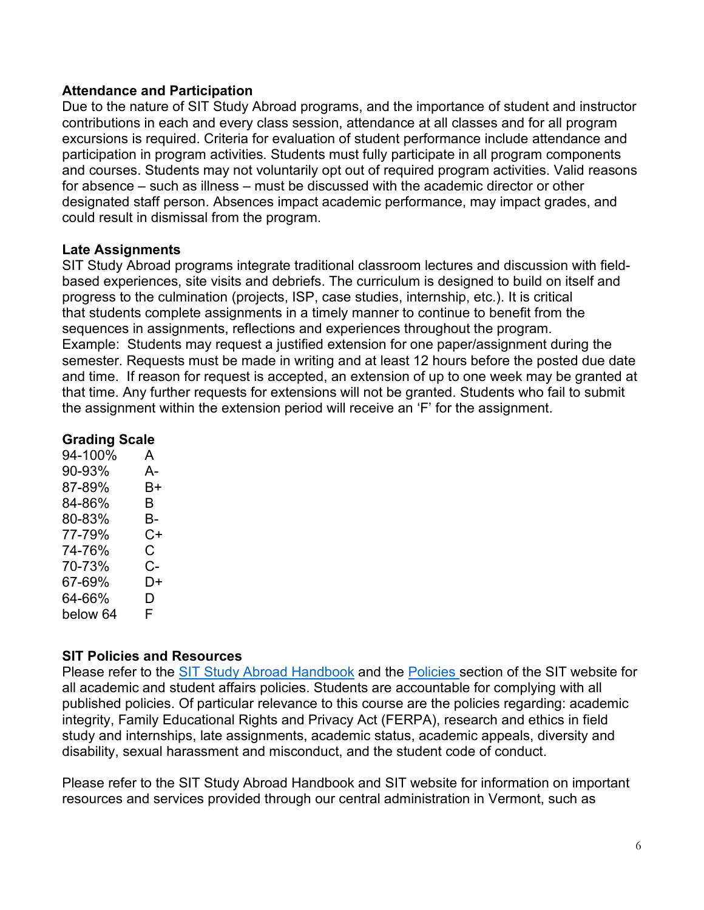**Attendance and Participation**

Due to the nature of SIT Study Abroad programs, and the importance of student and instructor contributions in each and every class session, attendance at all classes and for all program excursions is required. Criteria for evaluation of student performance include attendance and participation in program activities. Students must fully participate in all program components and courses. Students may not voluntarily opt out of required program activities. Valid reasons for absence – such as illness – must be discussed with the academic director or other designated staff person. Absences impact academic performance, may impact grades, and could result in dismissal from the program.

**Late Assignments**

SIT Study Abroad programs integrate traditional classroom lectures and discussion with field-based experiences, site visits and debriefs. The curriculum is designed to build on itself and progress to the culmination (projects, ISP, case studies, internship, etc.). It is critical that students complete assignments in a timely manner to continue to benefit from the sequences in assignments, reflections and experiences throughout the program.

Example: Students may request a justified extension for one paper/assignment during the semester. Requests must be made in writing and at least 12 hours before the posted due date and time. If reason for request is accepted, an extension of up to one week may be granted at that time. Any further requests for extensions will not be granted. Students who fail to submit the assignment within the extension period will receive an 'F' for the assignment.

**Grading Scale**

| | |
|---|---|
| 94-100% | A |
| 90-93% | A- |
| 87-89% | B+ |
| 84-86% | B |
| 80-83% | B- |
| 77-79% | C+ |
| 74-76% | C |
| 70-73% | C- |
| 67-69% | D+ |
| 64-66% | D |
| below 64 | F |

**SIT Policies and Resources**

Please refer to the SIT Study Abroad Handbook and the Policies section of the SIT website for all academic and student affairs policies. Students are accountable for complying with all published policies. Of particular relevance to this course are the policies regarding: academic integrity, Family Educational Rights and Privacy Act (FERPA), research and ethics in field study and internships, late assignments, academic status, academic appeals, diversity and disability, sexual harassment and misconduct, and the student code of conduct.

Please refer to the SIT Study Abroad Handbook and SIT website for information on important resources and services provided through our central administration in Vermont, such as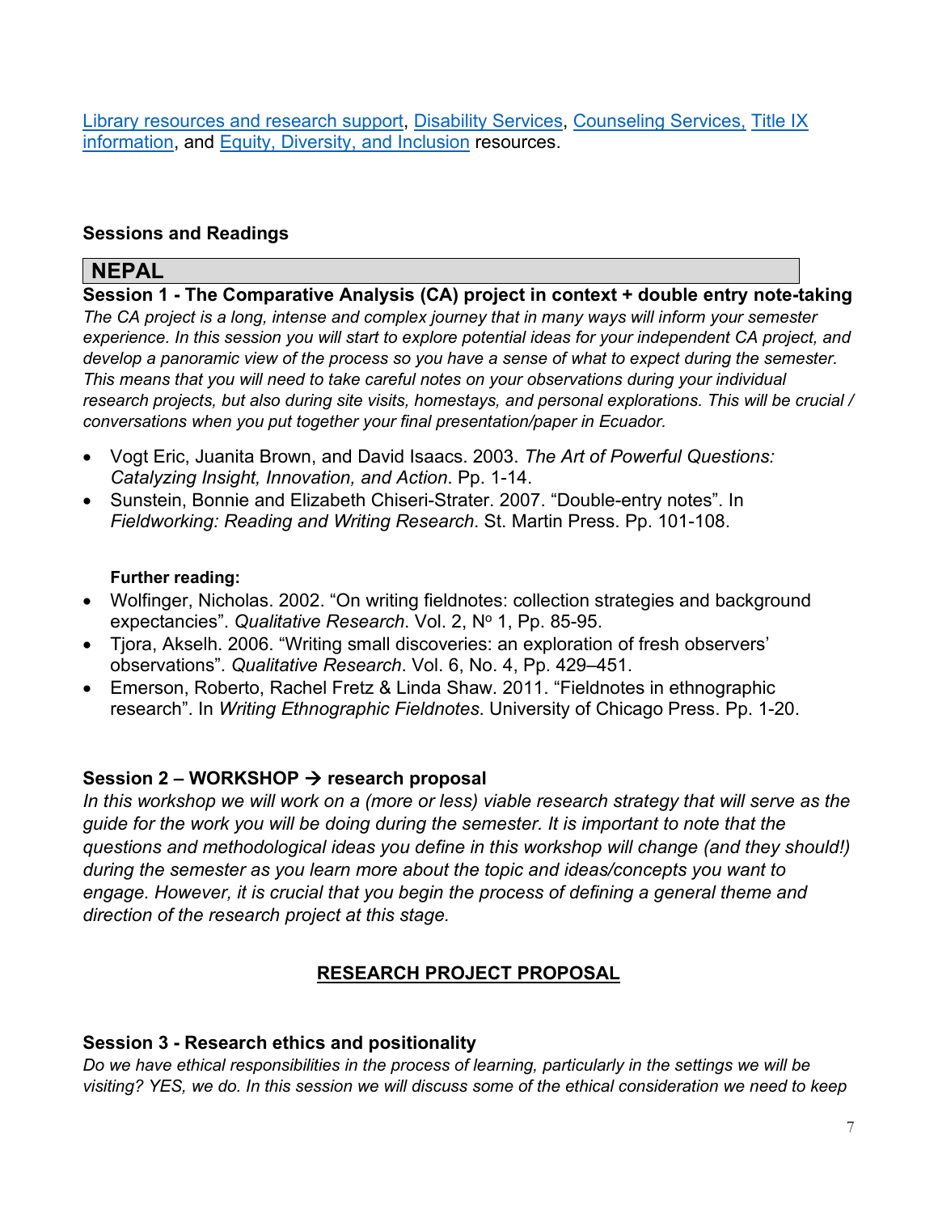[Library resources and research support], [Disability Services], [Counseling Services, Title IX information], and [Equity, Diversity, and Inclusion] resources.

## Sessions and Readings

## NEPAL

### Session 1 - The Comparative Analysis (CA) project in context + double entry note-taking

*The CA project is a long, intense and complex journey that in many ways will inform your semester experience. In this session you will start to explore potential ideas for your independent CA project, and develop a panoramic view of the process so you have a sense of what to expect during the semester. This means that you will need to take careful notes on your observations during your individual research projects, but also during site visits, homestays, and personal explorations. This will be crucial / conversations when you put together your final presentation/paper in Ecuador.*

- Vogt Eric, Juanita Brown, and David Isaacs. 2003. *The Art of Powerful Questions: Catalyzing Insight, Innovation, and Action*. Pp. 1-14.
- Sunstein, Bonnie and Elizabeth Chiseri-Strater. 2007. "Double-entry notes". In *Fieldworking: Reading and Writing Research*. St. Martin Press. Pp. 101-108.

**Further reading:**

- Wolfinger, Nicholas. 2002. "On writing fieldnotes: collection strategies and background expectancies". *Qualitative Research*. Vol. 2, Nº 1, Pp. 85-95.
- Tjora, Akselh. 2006. "Writing small discoveries: an exploration of fresh observers' observations". *Qualitative Research*. Vol. 6, No. 4, Pp. 429–451.
- Emerson, Roberto, Rachel Fretz & Linda Shaw. 2011. "Fieldnotes in ethnographic research". In *Writing Ethnographic Fieldnotes*. University of Chicago Press. Pp. 1-20.

### Session 2 – WORKSHOP → research proposal

*In this workshop we will work on a (more or less) viable research strategy that will serve as the guide for the work you will be doing during the semester. It is important to note that the questions and methodological ideas you define in this workshop will change (and they should!) during the semester as you learn more about the topic and ideas/concepts you want to engage. However, it is crucial that you begin the process of defining a general theme and direction of the research project at this stage.*

**RESEARCH PROJECT PROPOSAL**

### Session 3 - Research ethics and positionality

*Do we have ethical responsibilities in the process of learning, particularly in the settings we will be visiting? YES, we do. In this session we will discuss some of the ethical consideration we need to keep*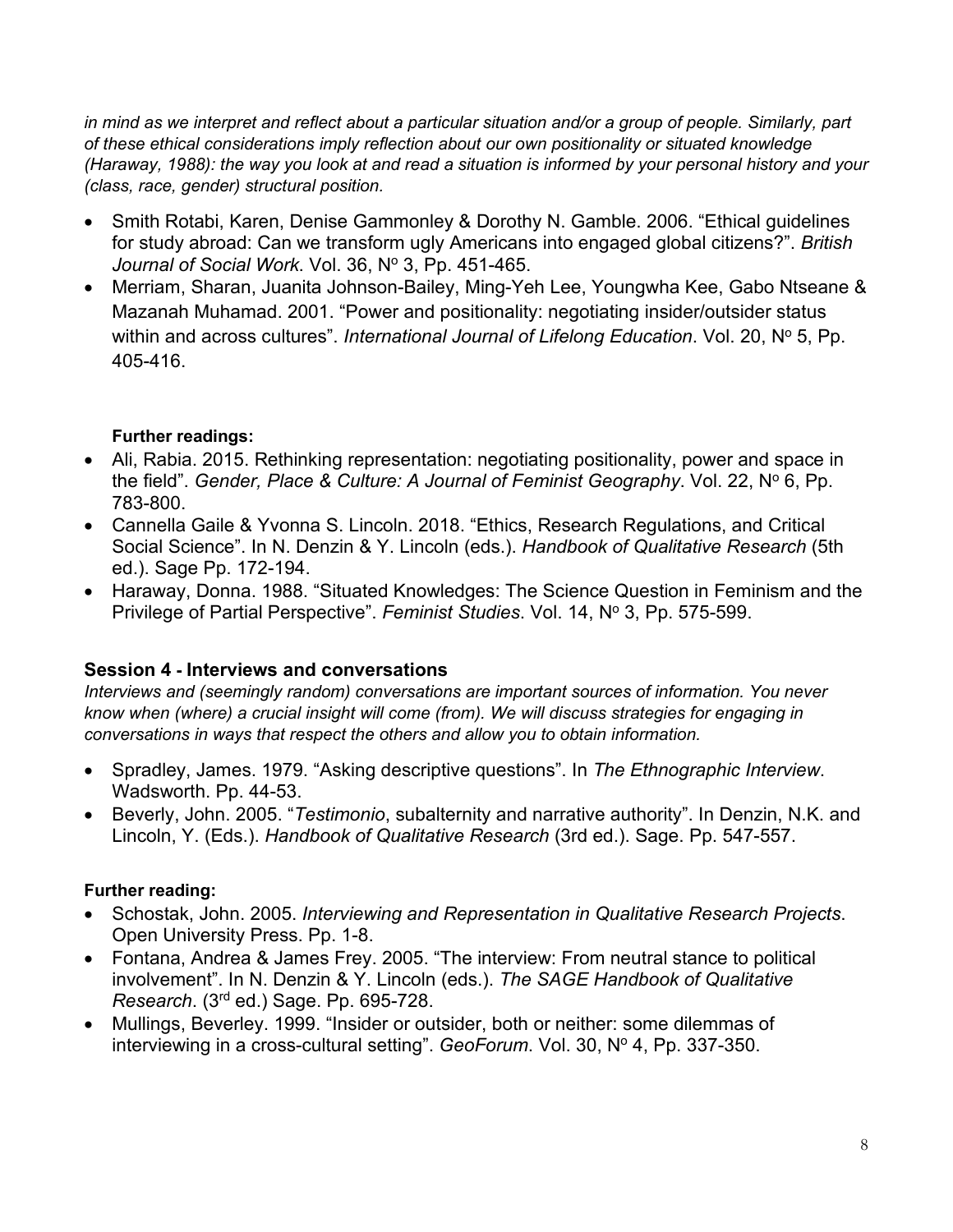*in mind as we interpret and reflect about a particular situation and/or a group of people. Similarly, part of these ethical considerations imply reflection about our own positionality or situated knowledge (Haraway, 1988): the way you look at and read a situation is informed by your personal history and your (class, race, gender) structural position.*

- Smith Rotabi, Karen, Denise Gammonley & Dorothy N. Gamble. 2006. "Ethical guidelines for study abroad: Can we transform ugly Americans into engaged global citizens?". *British Journal of Social Work*. Vol. 36, Nº 3, Pp. 451-465.
- Merriam, Sharan, Juanita Johnson-Bailey, Ming-Yeh Lee, Youngwha Kee, Gabo Ntseane & Mazanah Muhamad. 2001. "Power and positionality: negotiating insider/outsider status within and across cultures". *International Journal of Lifelong Education*. Vol. 20, Nº 5, Pp. 405-416.

**Further readings:**

- Ali, Rabia. 2015. Rethinking representation: negotiating positionality, power and space in the field". *Gender, Place & Culture: A Journal of Feminist Geography*. Vol. 22, Nº 6, Pp. 783-800.
- Cannella Gaile & Yvonna S. Lincoln. 2018. "Ethics, Research Regulations, and Critical Social Science". In N. Denzin & Y. Lincoln (eds.). *Handbook of Qualitative Research* (5th ed.). Sage Pp. 172-194.
- Haraway, Donna. 1988. "Situated Knowledges: The Science Question in Feminism and the Privilege of Partial Perspective". *Feminist Studies*. Vol. 14, Nº 3, Pp. 575-599.

### Session 4 - Interviews and conversations

*Interviews and (seemingly random) conversations are important sources of information. You never know when (where) a crucial insight will come (from). We will discuss strategies for engaging in conversations in ways that respect the others and allow you to obtain information.*

- Spradley, James. 1979. "Asking descriptive questions". In *The Ethnographic Interview*. Wadsworth. Pp. 44-53.
- Beverly, John. 2005. "*Testimonio*, subalternity and narrative authority". In Denzin, N.K. and Lincoln, Y. (Eds.). *Handbook of Qualitative Research* (3rd ed.). Sage. Pp. 547-557.

**Further reading:**

- Schostak, John. 2005. *Interviewing and Representation in Qualitative Research Projects*. Open University Press. Pp. 1-8.
- Fontana, Andrea & James Frey. 2005. "The interview: From neutral stance to political involvement". In N. Denzin & Y. Lincoln (eds.). *The SAGE Handbook of Qualitative Research*. (3rd ed.) Sage. Pp. 695-728.
- Mullings, Beverley. 1999. "Insider or outsider, both or neither: some dilemmas of interviewing in a cross-cultural setting". *GeoForum*. Vol. 30, Nº 4, Pp. 337-350.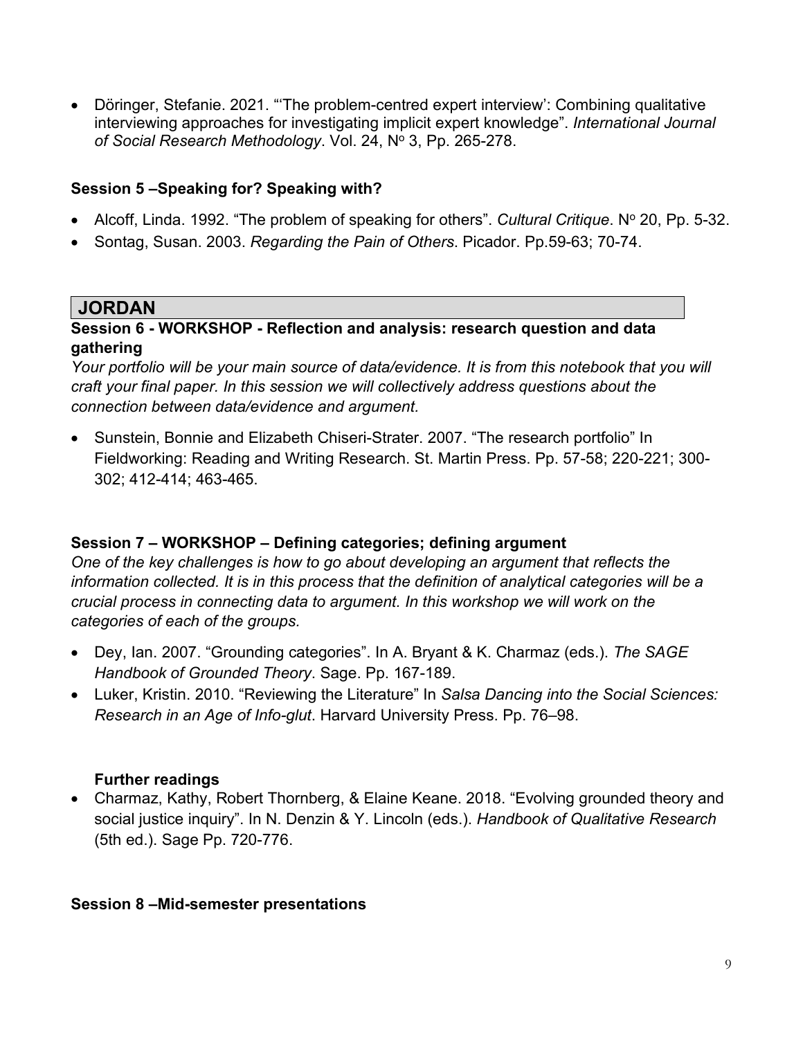- Döringer, Stefanie. 2021. "'The problem-centred expert interview': Combining qualitative interviewing approaches for investigating implicit expert knowledge". *International Journal of Social Research Methodology*. Vol. 24, Nº 3, Pp. 265-278.

### Session 5 –Speaking for? Speaking with?

- Alcoff, Linda. 1992. "The problem of speaking for others". *Cultural Critique*. Nº 20, Pp. 5-32.
- Sontag, Susan. 2003. *Regarding the Pain of Others*. Picador. Pp.59-63; 70-74.

## JORDAN

### Session 6 - WORKSHOP - Reflection and analysis: research question and data gathering

*Your portfolio will be your main source of data/evidence. It is from this notebook that you will craft your final paper. In this session we will collectively address questions about the connection between data/evidence and argument.*

- Sunstein, Bonnie and Elizabeth Chiseri-Strater. 2007. "The research portfolio" In Fieldworking: Reading and Writing Research. St. Martin Press. Pp. 57-58; 220-221; 300-302; 412-414; 463-465.

### Session 7 – WORKSHOP – Defining categories; defining argument

*One of the key challenges is how to go about developing an argument that reflects the information collected. It is in this process that the definition of analytical categories will be a crucial process in connecting data to argument. In this workshop we will work on the categories of each of the groups.*

- Dey, Ian. 2007. "Grounding categories". In A. Bryant & K. Charmaz (eds.). *The SAGE Handbook of Grounded Theory*. Sage. Pp. 167-189.
- Luker, Kristin. 2010. "Reviewing the Literature" In *Salsa Dancing into the Social Sciences: Research in an Age of Info-glut*. Harvard University Press. Pp. 76–98.

**Further readings**

- Charmaz, Kathy, Robert Thornberg, & Elaine Keane. 2018. "Evolving grounded theory and social justice inquiry". In N. Denzin & Y. Lincoln (eds.). *Handbook of Qualitative Research* (5th ed.). Sage Pp. 720-776.

### Session 8 –Mid-semester presentations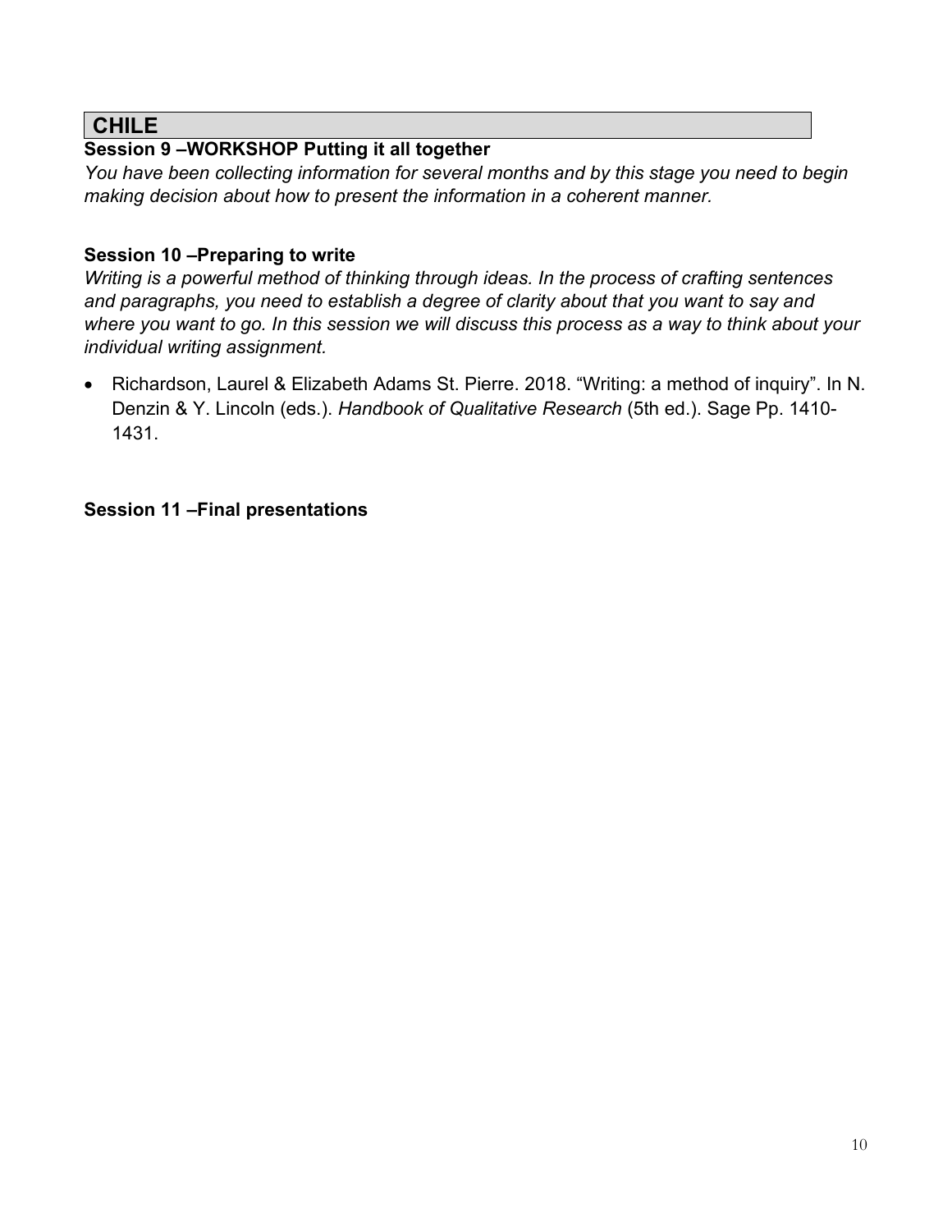## CHILE

### Session 9 –WORKSHOP Putting it all together

*You have been collecting information for several months and by this stage you need to begin making decision about how to present the information in a coherent manner.*

### Session 10 –Preparing to write

*Writing is a powerful method of thinking through ideas. In the process of crafting sentences and paragraphs, you need to establish a degree of clarity about that you want to say and where you want to go. In this session we will discuss this process as a way to think about your individual writing assignment.*

- Richardson, Laurel & Elizabeth Adams St. Pierre. 2018. "Writing: a method of inquiry". In N. Denzin & Y. Lincoln (eds.). *Handbook of Qualitative Research* (5th ed.). Sage Pp. 1410-1431.

### Session 11 –Final presentations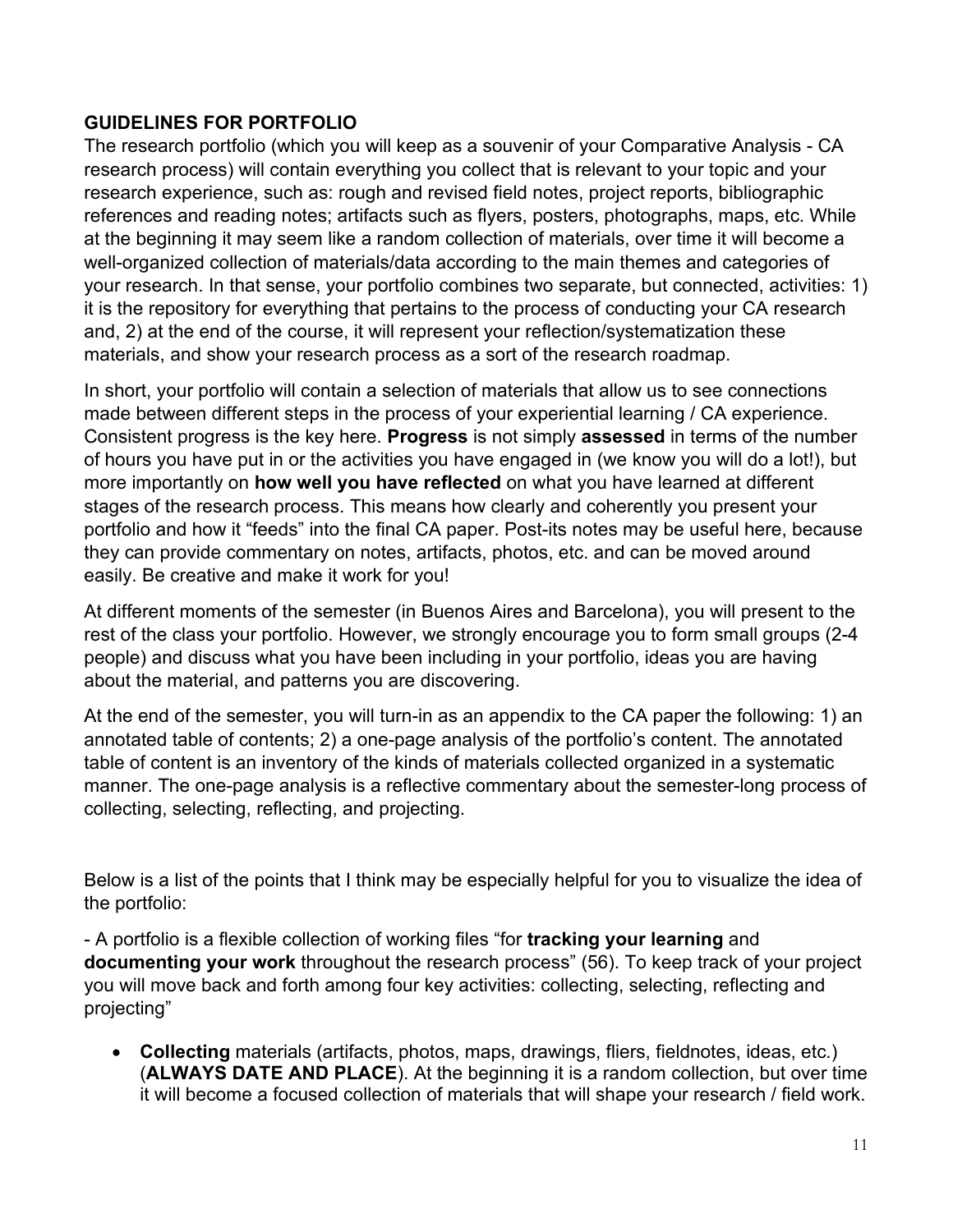**GUIDELINES FOR PORTFOLIO**

The research portfolio (which you will keep as a souvenir of your Comparative Analysis - CA research process) will contain everything you collect that is relevant to your topic and your research experience, such as: rough and revised field notes, project reports, bibliographic references and reading notes; artifacts such as flyers, posters, photographs, maps, etc. While at the beginning it may seem like a random collection of materials, over time it will become a well-organized collection of materials/data according to the main themes and categories of your research. In that sense, your portfolio combines two separate, but connected, activities: 1) it is the repository for everything that pertains to the process of conducting your CA research and, 2) at the end of the course, it will represent your reflection/systematization these materials, and show your research process as a sort of the research roadmap.

In short, your portfolio will contain a selection of materials that allow us to see connections made between different steps in the process of your experiential learning / CA experience. Consistent progress is the key here. **Progress** is not simply **assessed** in terms of the number of hours you have put in or the activities you have engaged in (we know you will do a lot!), but more importantly on **how well you have reflected** on what you have learned at different stages of the research process. This means how clearly and coherently you present your portfolio and how it "feeds" into the final CA paper. Post-its notes may be useful here, because they can provide commentary on notes, artifacts, photos, etc. and can be moved around easily. Be creative and make it work for you!

At different moments of the semester (in Buenos Aires and Barcelona), you will present to the rest of the class your portfolio. However, we strongly encourage you to form small groups (2-4 people) and discuss what you have been including in your portfolio, ideas you are having about the material, and patterns you are discovering.

At the end of the semester, you will turn-in as an appendix to the CA paper the following: 1) an annotated table of contents; 2) a one-page analysis of the portfolio's content. The annotated table of content is an inventory of the kinds of materials collected organized in a systematic manner. The one-page analysis is a reflective commentary about the semester-long process of collecting, selecting, reflecting, and projecting.

Below is a list of the points that I think may be especially helpful for you to visualize the idea of the portfolio:

- A portfolio is a flexible collection of working files "for **tracking your learning** and **documenting your work** throughout the research process" (56). To keep track of your project you will move back and forth among four key activities: collecting, selecting, reflecting and projecting"

- **Collecting** materials (artifacts, photos, maps, drawings, fliers, fieldnotes, ideas, etc.) (**ALWAYS DATE AND PLACE**). At the beginning it is a random collection, but over time it will become a focused collection of materials that will shape your research / field work.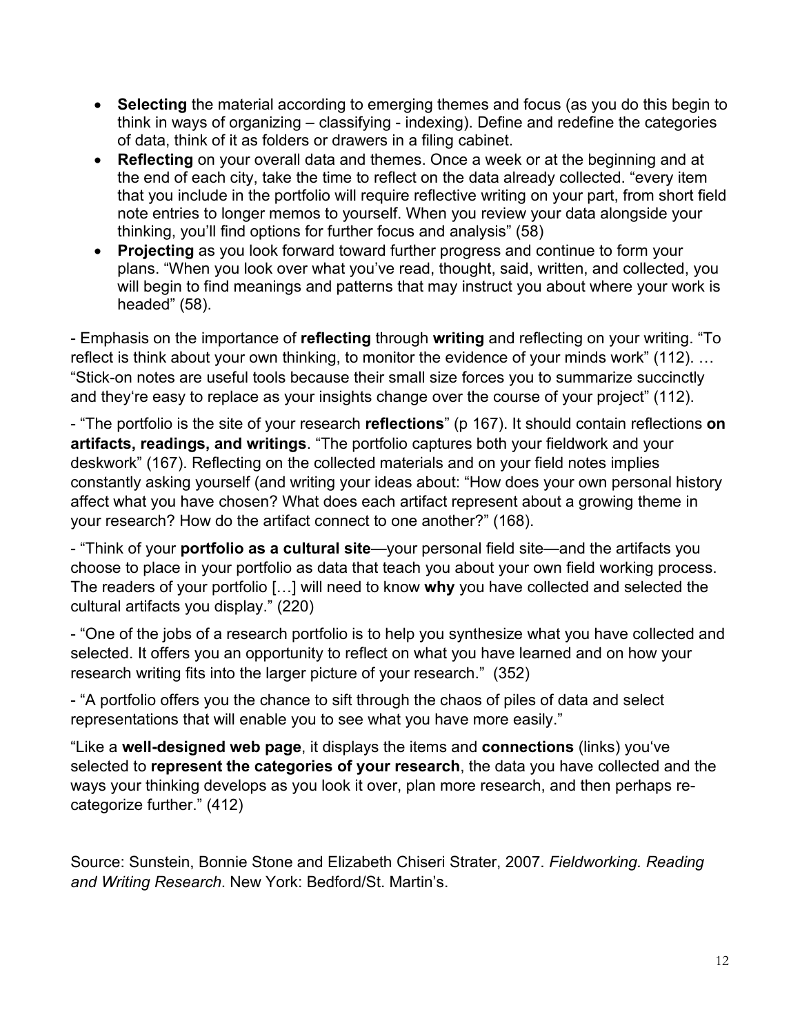- **Selecting** the material according to emerging themes and focus (as you do this begin to think in ways of organizing – classifying - indexing). Define and redefine the categories of data, think of it as folders or drawers in a filing cabinet.
- **Reflecting** on your overall data and themes. Once a week or at the beginning and at the end of each city, take the time to reflect on the data already collected. "every item that you include in the portfolio will require reflective writing on your part, from short field note entries to longer memos to yourself. When you review your data alongside your thinking, you'll find options for further focus and analysis" (58)
- **Projecting** as you look forward toward further progress and continue to form your plans. "When you look over what you've read, thought, said, written, and collected, you will begin to find meanings and patterns that may instruct you about where your work is headed" (58).

- Emphasis on the importance of **reflecting** through **writing** and reflecting on your writing. "To reflect is think about your own thinking, to monitor the evidence of your minds work" (112). … "Stick-on notes are useful tools because their small size forces you to summarize succinctly and they're easy to replace as your insights change over the course of your project" (112).

- "The portfolio is the site of your research **reflections**" (p 167). It should contain reflections **on artifacts, readings, and writings**. "The portfolio captures both your fieldwork and your deskwork" (167). Reflecting on the collected materials and on your field notes implies constantly asking yourself (and writing your ideas about: "How does your own personal history affect what you have chosen? What does each artifact represent about a growing theme in your research? How do the artifact connect to one another?" (168).

- "Think of your **portfolio as a cultural site**—your personal field site—and the artifacts you choose to place in your portfolio as data that teach you about your own field working process. The readers of your portfolio […] will need to know **why** you have collected and selected the cultural artifacts you display." (220)

- "One of the jobs of a research portfolio is to help you synthesize what you have collected and selected. It offers you an opportunity to reflect on what you have learned and on how your research writing fits into the larger picture of your research." (352)

- "A portfolio offers you the chance to sift through the chaos of piles of data and select representations that will enable you to see what you have more easily."

"Like a **well-designed web page**, it displays the items and **connections** (links) you've selected to **represent the categories of your research**, the data you have collected and the ways your thinking develops as you look it over, plan more research, and then perhaps re-categorize further." (412)

Source: Sunstein, Bonnie Stone and Elizabeth Chiseri Strater, 2007. *Fieldworking. Reading and Writing Research*. New York: Bedford/St. Martin's.